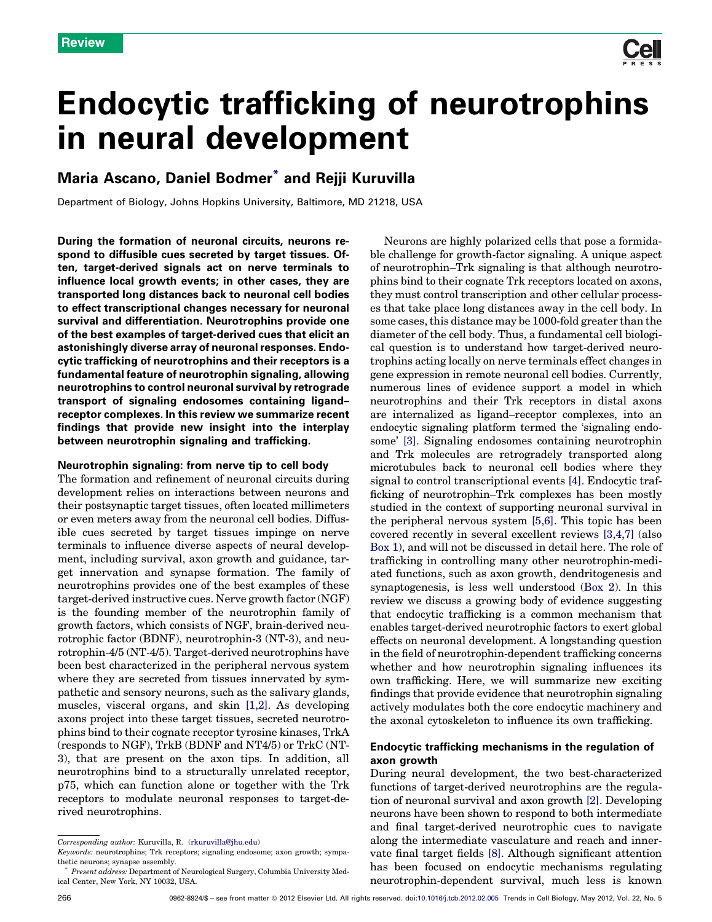Review

# Endocytic trafficking of neurotrophins in neural development

## Maria Ascano, Daniel Bodmer* and Rejji Kuruvilla

Department of Biology, Johns Hopkins University, Baltimore, MD 21218, USA

**During the formation of neuronal circuits, neurons respond to diffusible cues secreted by target tissues. Often, target-derived signals act on nerve terminals to influence local growth events; in other cases, they are transported long distances back to neuronal cell bodies to effect transcriptional changes necessary for neuronal survival and differentiation. Neurotrophins provide one of the best examples of target-derived cues that elicit an astonishingly diverse array of neuronal responses. Endocytic trafficking of neurotrophins and their receptors is a fundamental feature of neurotrophin signaling, allowing neurotrophins to control neuronal survival by retrograde transport of signaling endosomes containing ligand–receptor complexes. In this review we summarize recent findings that provide new insight into the interplay between neurotrophin signaling and trafficking.**

### Neurotrophin signaling: from nerve tip to cell body

The formation and refinement of neuronal circuits during development relies on interactions between neurons and their postsynaptic target tissues, often located millimeters or even meters away from the neuronal cell bodies. Diffusible cues secreted by target tissues impinge on nerve terminals to influence diverse aspects of neural development, including survival, axon growth and guidance, target innervation and synapse formation. The family of neurotrophins provides one of the best examples of these target-derived instructive cues. Nerve growth factor (NGF) is the founding member of the neurotrophin family of growth factors, which consists of NGF, brain-derived neurotrophic factor (BDNF), neurotrophin-3 (NT-3), and neurotrophin-4/5 (NT-4/5). Target-derived neurotrophins have been best characterized in the peripheral nervous system where they are secreted from tissues innervated by sympathetic and sensory neurons, such as the salivary glands, muscles, visceral organs, and skin [1,2]. As developing axons project into these target tissues, secreted neurotrophins bind to their cognate receptor tyrosine kinases, TrkA (responds to NGF), TrkB (BDNF and NT4/5) or TrkC (NT-3), that are present on the axon tips. In addition, all neurotrophins bind to a structurally unrelated receptor, p75, which can function alone or together with the Trk receptors to modulate neuronal responses to target-derived neurotrophins.

Neurons are highly polarized cells that pose a formidable challenge for growth-factor signaling. A unique aspect of neurotrophin–Trk signaling is that although neurotrophins bind to their cognate Trk receptors located on axons, they must control transcription and other cellular processes that take place long distances away in the cell body. In some cases, this distance may be 1000-fold greater than the diameter of the cell body. Thus, a fundamental cell biological question is to understand how target-derived neurotrophins acting locally on nerve terminals effect changes in gene expression in remote neuronal cell bodies. Currently, numerous lines of evidence support a model in which neurotrophins and their Trk receptors in distal axons are internalized as ligand–receptor complexes, into an endocytic signaling platform termed the 'signaling endosome' [3]. Signaling endosomes containing neurotrophin and Trk molecules are retrogradely transported along microtubules back to neuronal cell bodies where they signal to control transcriptional events [4]. Endocytic trafficking of neurotrophin–Trk complexes has been mostly studied in the context of supporting neuronal survival in the peripheral nervous system [5,6]. This topic has been covered recently in several excellent reviews [3,4,7] (also Box 1), and will not be discussed in detail here. The role of trafficking in controlling many other neurotrophin-mediated functions, such as axon growth, dendritogenesis and synaptogenesis, is less well understood (Box 2). In this review we discuss a growing body of evidence suggesting that endocytic trafficking is a common mechanism that enables target-derived neurotrophic factors to exert global effects on neuronal development. A longstanding question in the field of neurotrophin-dependent trafficking concerns whether and how neurotrophin signaling influences its own trafficking. Here, we will summarize new exciting findings that provide evidence that neurotrophin signaling actively modulates both the core endocytic machinery and the axonal cytoskeleton to influence its own trafficking.

### Endocytic trafficking mechanisms in the regulation of axon growth

During neural development, the two best-characterized functions of target-derived neurotrophins are the regulation of neuronal survival and axon growth [2]. Developing neurons have been shown to respond to both intermediate and final target-derived neurotrophic cues to navigate along the intermediate vasculature and reach and innervate final target fields [8]. Although significant attention has been focused on endocytic mechanisms regulating neurotrophin-dependent survival, much less is known

*Corresponding author:* Kuruvilla, R. (rkuruvilla@jhu.edu)

*Keywords:* neurotrophins; Trk receptors; signaling endosome; axon growth; sympathetic neurons; synapse assembly.

* *Present address:* Department of Neurological Surgery, Columbia University Medical Center, New York, NY 10032, USA.

0962-8924/$ - see front matter © 2012 Elsevier Ltd. All rights reserved. doi:10.1016/j.tcb.2012.02.005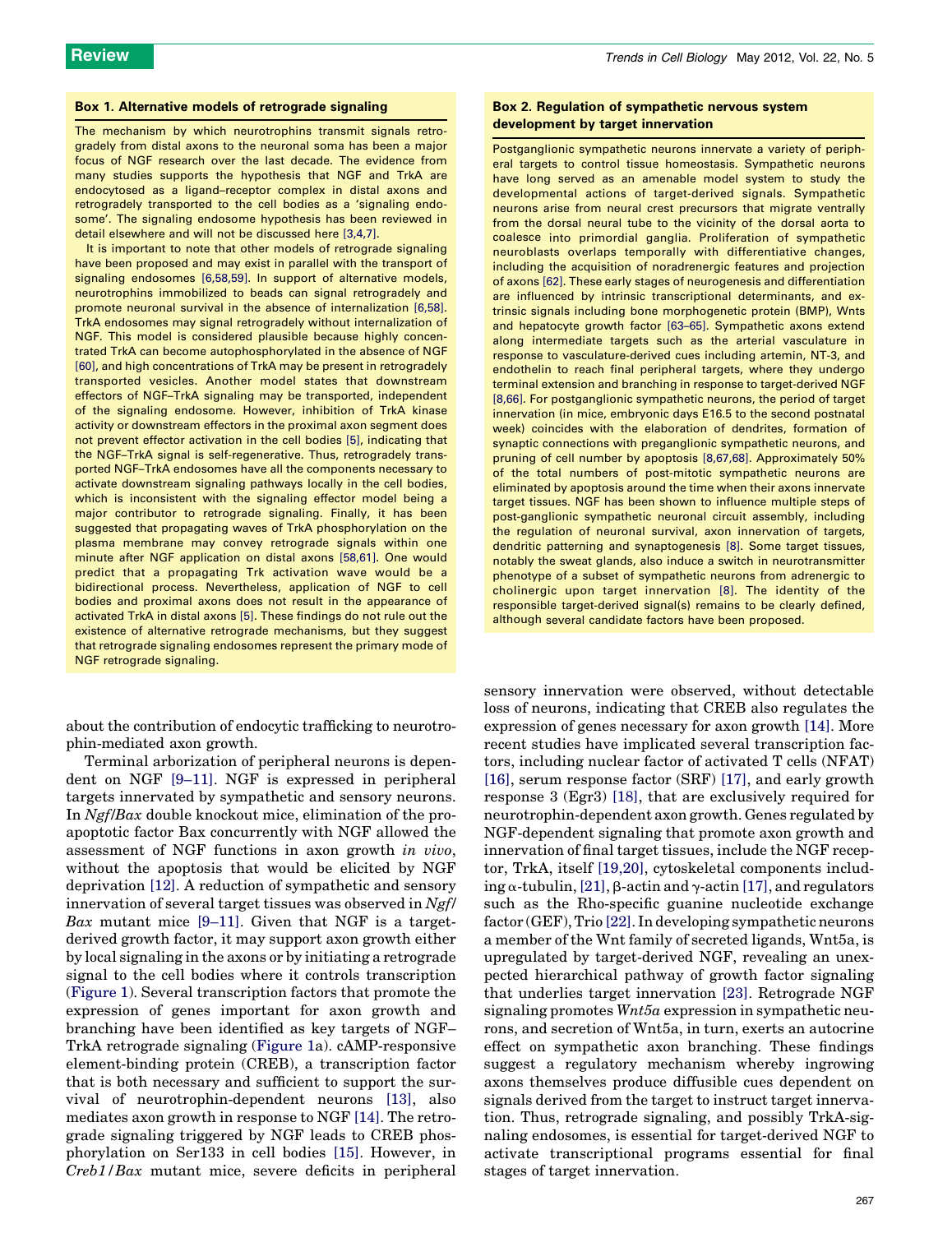### Box 1. Alternative models of retrograde signaling

The mechanism by which neurotrophins transmit signals retrogradely from distal axons to the neuronal soma has been a major focus of NGF research over the last decade. The evidence from many studies supports the hypothesis that NGF and TrkA are endocytosed as a ligand–receptor complex in distal axons and retrogradely transported to the cell bodies as a 'signaling endosome'. The signaling endosome hypothesis has been reviewed in detail elsewhere and will not be discussed here [3,4,7].

It is important to note that other models of retrograde signaling have been proposed and may exist in parallel with the transport of signaling endosomes [6,58,59]. In support of alternative models, neurotrophins immobilized to beads can signal retrogradely and promote neuronal survival in the absence of internalization [6,58]. TrkA endosomes may signal retrogradely without internalization of NGF. This model is considered plausible because highly concentrated TrkA can become autophosphorylated in the absence of NGF [60], and high concentrations of TrkA may be present in retrogradely transported vesicles. Another model states that downstream effectors of NGF–TrkA signaling may be transported, independent of the signaling endosome. However, inhibition of TrkA kinase activity or downstream effectors in the proximal axon segment does not prevent effector activation in the cell bodies [5], indicating that the NGF–TrkA signal is self-regenerative. Thus, retrogradely transported NGF–TrkA endosomes have all the components necessary to activate downstream signaling pathways locally in the cell bodies, which is inconsistent with the signaling effector model being a major contributor to retrograde signaling. Finally, it has been suggested that propagating waves of TrkA phosphorylation on the plasma membrane may convey retrograde signals within one minute after NGF application on distal axons [58,61]. One would predict that a propagating Trk activation wave would be a bidirectional process. Nevertheless, application of NGF to cell bodies and proximal axons does not result in the appearance of activated TrkA in distal axons [5]. These findings do not rule out the existence of alternative retrograde mechanisms, but they suggest that retrograde signaling endosomes represent the primary mode of NGF retrograde signaling.

### Box 2. Regulation of sympathetic nervous system development by target innervation

Postganglionic sympathetic neurons innervate a variety of peripheral targets to control tissue homeostasis. Sympathetic neurons have long served as an amenable model system to study the developmental actions of target-derived signals. Sympathetic neurons arise from neural crest precursors that migrate ventrally from the dorsal neural tube to the vicinity of the dorsal aorta to coalesce into primordial ganglia. Proliferation of sympathetic neuroblasts overlaps temporally with differentiative changes, including the acquisition of noradrenergic features and projection of axons [62]. These early stages of neurogenesis and differentiation are influenced by intrinsic transcriptional determinants, and extrinsic signals including bone morphogenetic protein (BMP), Wnts and hepatocyte growth factor [63–65]. Sympathetic axons extend along intermediate targets such as the arterial vasculature in response to vasculature-derived cues including artemin, NT-3, and endothelin to reach final peripheral targets, where they undergo terminal extension and branching in response to target-derived NGF [8,66]. For postganglionic sympathetic neurons, the period of target innervation (in mice, embryonic days E16.5 to the second postnatal week) coincides with the elaboration of dendrites, formation of synaptic connections with preganglionic sympathetic neurons, and pruning of cell number by apoptosis [8,67,68]. Approximately 50% of the total numbers of post-mitotic sympathetic neurons are eliminated by apoptosis around the time when their axons innervate target tissues. NGF has been shown to influence multiple steps of post-ganglionic sympathetic neuronal circuit assembly, including the regulation of neuronal survival, axon innervation of targets, dendritic patterning and synaptogenesis [8]. Some target tissues, notably the sweat glands, also induce a switch in neurotransmitter phenotype of a subset of sympathetic neurons from adrenergic to cholinergic upon target innervation [8]. The identity of the responsible target-derived signal(s) remains to be clearly defined, although several candidate factors have been proposed.

about the contribution of endocytic trafficking to neurotrophin-mediated axon growth.

Terminal arborization of peripheral neurons is dependent on NGF [9–11]. NGF is expressed in peripheral targets innervated by sympathetic and sensory neurons. In *Ngf*/*Bax* double knockout mice, elimination of the pro-apoptotic factor Bax concurrently with NGF allowed the assessment of NGF functions in axon growth *in vivo*, without the apoptosis that would be elicited by NGF deprivation [12]. A reduction of sympathetic and sensory innervation of several target tissues was observed in *Ngf*/*Bax* mutant mice [9–11]. Given that NGF is a target-derived growth factor, it may support axon growth either by local signaling in the axons or by initiating a retrograde signal to the cell bodies where it controls transcription (Figure 1). Several transcription factors that promote the expression of genes important for axon growth and branching have been identified as key targets of NGF–TrkA retrograde signaling (Figure 1a). cAMP-responsive element-binding protein (CREB), a transcription factor that is both necessary and sufficient to support the survival of neurotrophin-dependent neurons [13], also mediates axon growth in response to NGF [14]. The retrograde signaling triggered by NGF leads to CREB phosphorylation on Ser133 in cell bodies [15]. However, in *Creb1*/*Bax* mutant mice, severe deficits in peripheral sensory innervation were observed, without detectable loss of neurons, indicating that CREB also regulates the expression of genes necessary for axon growth [14]. More recent studies have implicated several transcription factors, including nuclear factor of activated T cells (NFAT) [16], serum response factor (SRF) [17], and early growth response 3 (Egr3) [18], that are exclusively required for neurotrophin-dependent axon growth. Genes regulated by NGF-dependent signaling that promote axon growth and innervation of final target tissues, include the NGF receptor, TrkA, itself [19,20], cytoskeletal components including α-tubulin, [21], β-actin and γ-actin [17], and regulators such as the Rho-specific guanine nucleotide exchange factor (GEF), Trio [22]. In developing sympathetic neurons a member of the Wnt family of secreted ligands, Wnt5a, is upregulated by target-derived NGF, revealing an unexpected hierarchical pathway of growth factor signaling that underlies target innervation [23]. Retrograde NGF signaling promotes *Wnt5a* expression in sympathetic neurons, and secretion of Wnt5a, in turn, exerts an autocrine effect on sympathetic axon branching. These findings suggest a regulatory mechanism whereby ingrowing axons themselves produce diffusible cues dependent on signals derived from the target to instruct target innervation. Thus, retrograde signaling, and possibly TrkA-signaling endosomes, is essential for target-derived NGF to activate transcriptional programs essential for final stages of target innervation.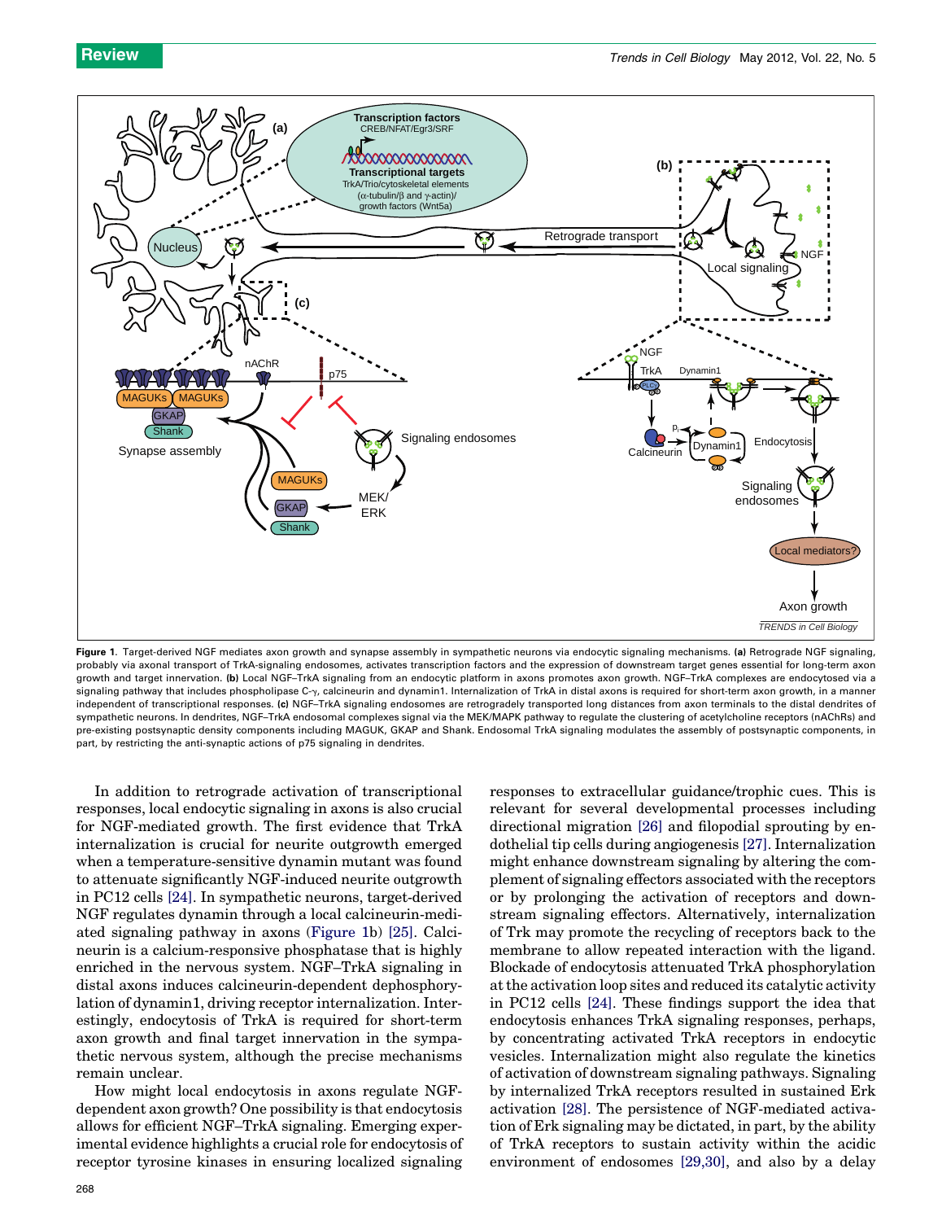Figure 1. Target-derived NGF mediates axon growth and synapse assembly in sympathetic neurons via endocytic signaling mechanisms. **(a)** Retrograde NGF signaling, probably via axonal transport of TrkA-signaling endosomes, activates transcription factors and the expression of downstream target genes essential for long-term axon growth and target innervation. **(b)** Local NGF–TrkA signaling from an endocytic platform in axons promotes axon growth. NGF–TrkA complexes are endocytosed via a signaling pathway that includes phospholipase C-γ, calcineurin and dynamin1. Internalization of TrkA in distal axons is required for short-term axon growth, in a manner independent of transcriptional responses. **(c)** NGF–TrkA signaling endosomes are retrogradely transported long distances from axon terminals to the distal dendrites of sympathetic neurons. In dendrites, NGF–TrkA endosomal complexes signal via the MEK/MAPK pathway to regulate the clustering of acetylcholine receptors (nAChRs) and pre-existing postsynaptic density components including MAGUK, GKAP and Shank. Endosomal TrkA signaling modulates the assembly of postsynaptic components, in part, by restricting the anti-synaptic actions of p75 signaling in dendrites.

In addition to retrograde activation of transcriptional responses, local endocytic signaling in axons is also crucial for NGF-mediated growth. The first evidence that TrkA internalization is crucial for neurite outgrowth emerged when a temperature-sensitive dynamin mutant was found to attenuate significantly NGF-induced neurite outgrowth in PC12 cells [24]. In sympathetic neurons, target-derived NGF regulates dynamin through a local calcineurin-mediated signaling pathway in axons (Figure 1b) [25]. Calcineurin is a calcium-responsive phosphatase that is highly enriched in the nervous system. NGF–TrkA signaling in distal axons induces calcineurin-dependent dephosphorylation of dynamin1, driving receptor internalization. Interestingly, endocytosis of TrkA is required for short-term axon growth and final target innervation in the sympathetic nervous system, although the precise mechanisms remain unclear.

How might local endocytosis in axons regulate NGF-dependent axon growth? One possibility is that endocytosis allows for efficient NGF–TrkA signaling. Emerging experimental evidence highlights a crucial role for endocytosis of receptor tyrosine kinases in ensuring localized signaling responses to extracellular guidance/trophic cues. This is relevant for several developmental processes including directional migration [26] and filopodial sprouting by endothelial tip cells during angiogenesis [27]. Internalization might enhance downstream signaling by altering the complement of signaling effectors associated with the receptors or by prolonging the activation of receptors and downstream signaling effectors. Alternatively, internalization of Trk may promote the recycling of receptors back to the membrane to allow repeated interaction with the ligand. Blockade of endocytosis attenuated TrkA phosphorylation at the activation loop sites and reduced its catalytic activity in PC12 cells [24]. These findings support the idea that endocytosis enhances TrkA signaling responses, perhaps, by concentrating activated TrkA receptors in endocytic vesicles. Internalization might also regulate the kinetics of activation of downstream signaling pathways. Signaling by internalized TrkA receptors resulted in sustained Erk activation [28]. The persistence of NGF-mediated activation of Erk signaling may be dictated, in part, by the ability of TrkA receptors to sustain activity within the acidic environment of endosomes [29,30], and also by a delay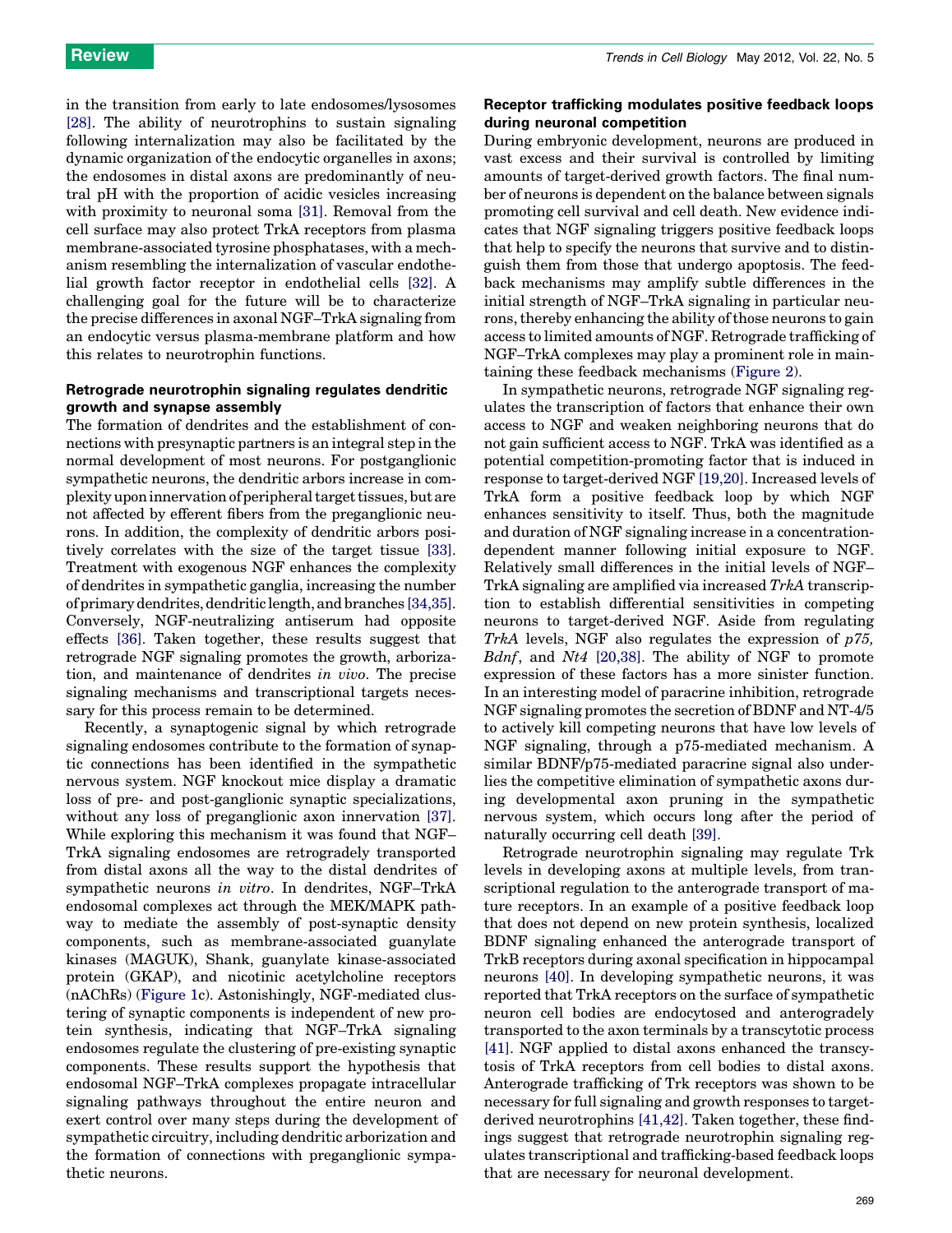in the transition from early to late endosomes/lysosomes [28]. The ability of neurotrophins to sustain signaling following internalization may also be facilitated by the dynamic organization of the endocytic organelles in axons; the endosomes in distal axons are predominantly of neutral pH with the proportion of acidic vesicles increasing with proximity to neuronal soma [31]. Removal from the cell surface may also protect TrkA receptors from plasma membrane-associated tyrosine phosphatases, with a mechanism resembling the internalization of vascular endothelial growth factor receptor in endothelial cells [32]. A challenging goal for the future will be to characterize the precise differences in axonal NGF–TrkA signaling from an endocytic versus plasma-membrane platform and how this relates to neurotrophin functions.

### Retrograde neurotrophin signaling regulates dendritic growth and synapse assembly

The formation of dendrites and the establishment of connections with presynaptic partners is an integral step in the normal development of most neurons. For postganglionic sympathetic neurons, the dendritic arbors increase in complexity upon innervation of peripheral target tissues, but are not affected by efferent fibers from the preganglionic neurons. In addition, the complexity of dendritic arbors positively correlates with the size of the target tissue [33]. Treatment with exogenous NGF enhances the complexity of dendrites in sympathetic ganglia, increasing the number of primary dendrites, dendritic length, and branches [34,35]. Conversely, NGF-neutralizing antiserum had opposite effects [36]. Taken together, these results suggest that retrograde NGF signaling promotes the growth, arborization, and maintenance of dendrites *in vivo*. The precise signaling mechanisms and transcriptional targets necessary for this process remain to be determined.

Recently, a synaptogenic signal by which retrograde signaling endosomes contribute to the formation of synaptic connections has been identified in the sympathetic nervous system. NGF knockout mice display a dramatic loss of pre- and post-ganglionic synaptic specializations, without any loss of preganglionic axon innervation [37]. While exploring this mechanism it was found that NGF–TrkA signaling endosomes are retrogradely transported from distal axons all the way to the distal dendrites of sympathetic neurons *in vitro*. In dendrites, NGF–TrkA endosomal complexes act through the MEK/MAPK pathway to mediate the assembly of post-synaptic density components, such as membrane-associated guanylate kinases (MAGUK), Shank, guanylate kinase-associated protein (GKAP), and nicotinic acetylcholine receptors (nAChRs) (Figure 1c). Astonishingly, NGF-mediated clustering of synaptic components is independent of new protein synthesis, indicating that NGF–TrkA signaling endosomes regulate the clustering of pre-existing synaptic components. These results support the hypothesis that endosomal NGF–TrkA complexes propagate intracellular signaling pathways throughout the entire neuron and exert control over many steps during the development of sympathetic circuitry, including dendritic arborization and the formation of connections with preganglionic sympathetic neurons.

### Receptor trafficking modulates positive feedback loops during neuronal competition

During embryonic development, neurons are produced in vast excess and their survival is controlled by limiting amounts of target-derived growth factors. The final number of neurons is dependent on the balance between signals promoting cell survival and cell death. New evidence indicates that NGF signaling triggers positive feedback loops that help to specify the neurons that survive and to distinguish them from those that undergo apoptosis. The feedback mechanisms may amplify subtle differences in the initial strength of NGF–TrkA signaling in particular neurons, thereby enhancing the ability of those neurons to gain access to limited amounts of NGF. Retrograde trafficking of NGF–TrkA complexes may play a prominent role in maintaining these feedback mechanisms (Figure 2).

In sympathetic neurons, retrograde NGF signaling regulates the transcription of factors that enhance their own access to NGF and weaken neighboring neurons that do not gain sufficient access to NGF. TrkA was identified as a potential competition-promoting factor that is induced in response to target-derived NGF [19,20]. Increased levels of TrkA form a positive feedback loop by which NGF enhances sensitivity to itself. Thus, both the magnitude and duration of NGF signaling increase in a concentration-dependent manner following initial exposure to NGF. Relatively small differences in the initial levels of NGF–TrkA signaling are amplified via increased *TrkA* transcription to establish differential sensitivities in competing neurons to target-derived NGF. Aside from regulating *TrkA* levels, NGF also regulates the expression of *p75, Bdnf*, and *Nt4* [20,38]. The ability of NGF to promote expression of these factors has a more sinister function. In an interesting model of paracrine inhibition, retrograde NGF signaling promotes the secretion of BDNF and NT-4/5 to actively kill competing neurons that have low levels of NGF signaling, through a p75-mediated mechanism. A similar BDNF/p75-mediated paracrine signal also underlies the competitive elimination of sympathetic axons during developmental axon pruning in the sympathetic nervous system, which occurs long after the period of naturally occurring cell death [39].

Retrograde neurotrophin signaling may regulate Trk levels in developing axons at multiple levels, from transcriptional regulation to the anterograde transport of mature receptors. In an example of a positive feedback loop that does not depend on new protein synthesis, localized BDNF signaling enhanced the anterograde transport of TrkB receptors during axonal specification in hippocampal neurons [40]. In developing sympathetic neurons, it was reported that TrkA receptors on the surface of sympathetic neuron cell bodies are endocytosed and anterogradely transported to the axon terminals by a transcytotic process [41]. NGF applied to distal axons enhanced the transcytosis of TrkA receptors from cell bodies to distal axons. Anterograde trafficking of Trk receptors was shown to be necessary for full signaling and growth responses to target-derived neurotrophins [41,42]. Taken together, these findings suggest that retrograde neurotrophin signaling regulates transcriptional and trafficking-based feedback loops that are necessary for neuronal development.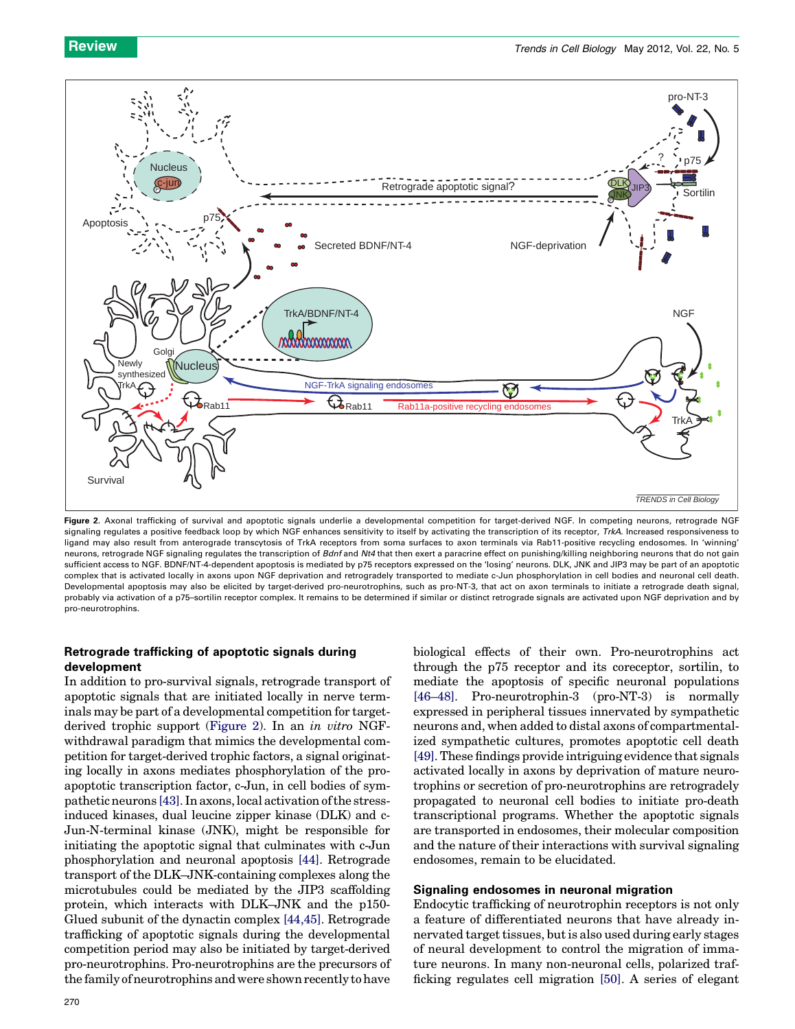Figure 2. Axonal trafficking of survival and apoptotic signals underlie a developmental competition for target-derived NGF. In competing neurons, retrograde NGF signaling regulates a positive feedback loop by which NGF enhances sensitivity to itself by activating the transcription of its receptor, *TrkA*. Increased responsiveness to ligand may also result from anterograde transcytosis of TrkA receptors from soma surfaces to axon terminals via Rab11-positive recycling endosomes. In 'winning' neurons, retrograde NGF signaling regulates the transcription of *Bdnf* and *Nt4* that then exert a paracrine effect on punishing/killing neighboring neurons that do not gain sufficient access to NGF. BDNF/NT-4-dependent apoptosis is mediated by p75 receptors expressed on the 'losing' neurons. DLK, JNK and JIP3 may be part of an apoptotic complex that is activated locally in axons upon NGF deprivation and retrogradely transported to mediate c-Jun phosphorylation in cell bodies and neuronal cell death. Developmental apoptosis may also be elicited by target-derived pro-neurotrophins, such as pro-NT-3, that act on axon terminals to initiate a retrograde death signal, probably via activation of a p75–sortilin receptor complex. It remains to be determined if similar or distinct retrograde signals are activated upon NGF deprivation and by pro-neurotrophins.

## Retrograde trafficking of apoptotic signals during development

In addition to pro-survival signals, retrograde transport of apoptotic signals that are initiated locally in nerve terminals may be part of a developmental competition for target-derived trophic support (Figure 2). In an *in vitro* NGF-withdrawal paradigm that mimics the developmental competition for target-derived trophic factors, a signal originating locally in axons mediates phosphorylation of the pro-apoptotic transcription factor, c-Jun, in cell bodies of sympathetic neurons [43]. In axons, local activation of the stress-induced kinases, dual leucine zipper kinase (DLK) and c-Jun-N-terminal kinase (JNK), might be responsible for initiating the apoptotic signal that culminates with c-Jun phosphorylation and neuronal apoptosis [44]. Retrograde transport of the DLK–JNK-containing complexes along the microtubules could be mediated by the JIP3 scaffolding protein, which interacts with DLK–JNK and the p150-Glued subunit of the dynactin complex [44,45]. Retrograde trafficking of apoptotic signals during the developmental competition period may also be initiated by target-derived pro-neurotrophins. Pro-neurotrophins are the precursors of the family of neurotrophins and were shown recently to have biological effects of their own. Pro-neurotrophins act through the p75 receptor and its coreceptor, sortilin, to mediate the apoptosis of specific neuronal populations [46–48]. Pro-neurotrophin-3 (pro-NT-3) is normally expressed in peripheral tissues innervated by sympathetic neurons and, when added to distal axons of compartmentalized sympathetic cultures, promotes apoptotic cell death [49]. These findings provide intriguing evidence that signals activated locally in axons by deprivation of mature neurotrophins or secretion of pro-neurotrophins are retrogradely propagated to neuronal cell bodies to initiate pro-death transcriptional programs. Whether the apoptotic signals are transported in endosomes, their molecular composition and the nature of their interactions with survival signaling endosomes, remain to be elucidated.

## Signaling endosomes in neuronal migration

Endocytic trafficking of neurotrophin receptors is not only a feature of differentiated neurons that have already innervated target tissues, but is also used during early stages of neural development to control the migration of immature neurons. In many non-neuronal cells, polarized trafficking regulates cell migration [50]. A series of elegant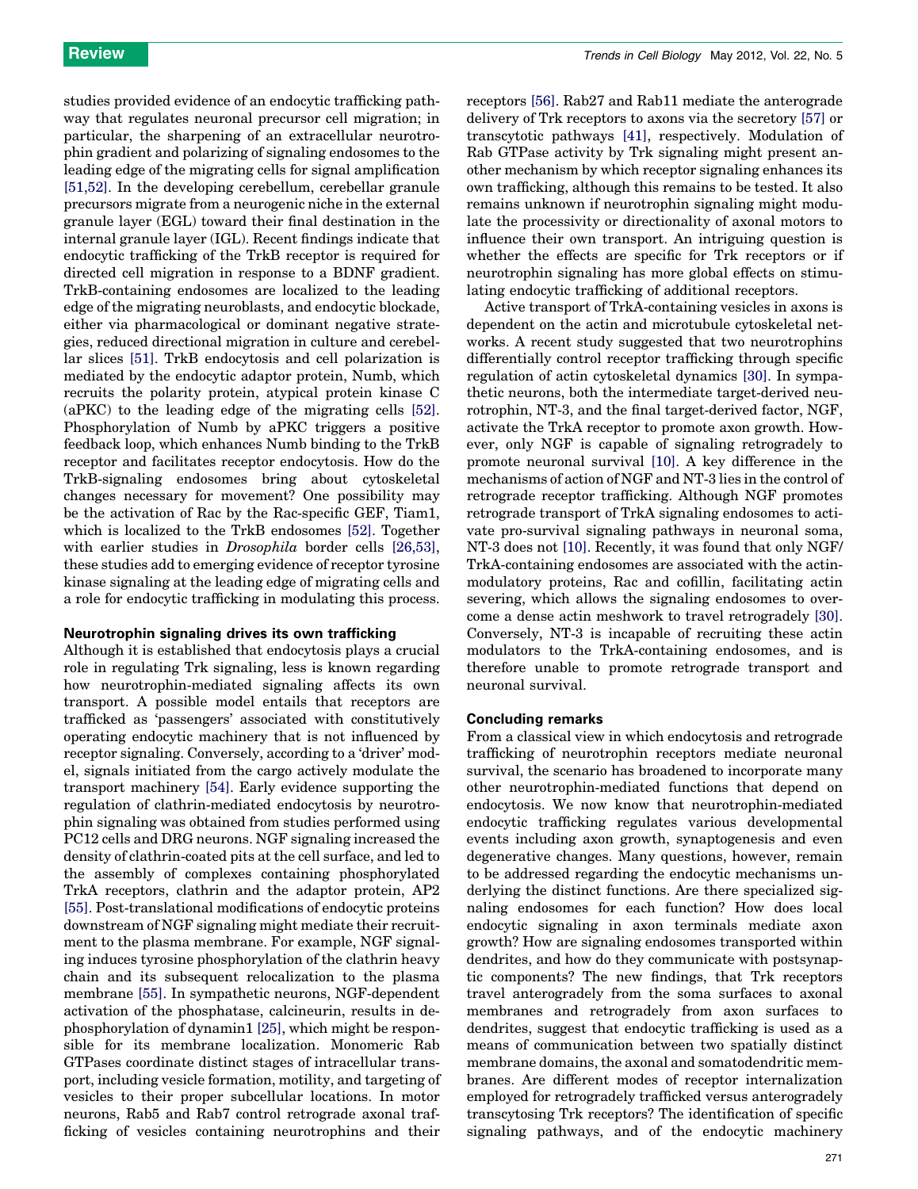studies provided evidence of an endocytic trafficking pathway that regulates neuronal precursor cell migration; in particular, the sharpening of an extracellular neurotrophin gradient and polarizing of signaling endosomes to the leading edge of the migrating cells for signal amplification [51,52]. In the developing cerebellum, cerebellar granule precursors migrate from a neurogenic niche in the external granule layer (EGL) toward their final destination in the internal granule layer (IGL). Recent findings indicate that endocytic trafficking of the TrkB receptor is required for directed cell migration in response to a BDNF gradient. TrkB-containing endosomes are localized to the leading edge of the migrating neuroblasts, and endocytic blockade, either via pharmacological or dominant negative strategies, reduced directional migration in culture and cerebellar slices [51]. TrkB endocytosis and cell polarization is mediated by the endocytic adaptor protein, Numb, which recruits the polarity protein, atypical protein kinase C (aPKC) to the leading edge of the migrating cells [52]. Phosphorylation of Numb by aPKC triggers a positive feedback loop, which enhances Numb binding to the TrkB receptor and facilitates receptor endocytosis. How do the TrkB-signaling endosomes bring about cytoskeletal changes necessary for movement? One possibility may be the activation of Rac by the Rac-specific GEF, Tiam1, which is localized to the TrkB endosomes [52]. Together with earlier studies in *Drosophila* border cells [26,53], these studies add to emerging evidence of receptor tyrosine kinase signaling at the leading edge of migrating cells and a role for endocytic trafficking in modulating this process.

### Neurotrophin signaling drives its own trafficking

Although it is established that endocytosis plays a crucial role in regulating Trk signaling, less is known regarding how neurotrophin-mediated signaling affects its own transport. A possible model entails that receptors are trafficked as 'passengers' associated with constitutively operating endocytic machinery that is not influenced by receptor signaling. Conversely, according to a 'driver' model, signals initiated from the cargo actively modulate the transport machinery [54]. Early evidence supporting the regulation of clathrin-mediated endocytosis by neurotrophin signaling was obtained from studies performed using PC12 cells and DRG neurons. NGF signaling increased the density of clathrin-coated pits at the cell surface, and led to the assembly of complexes containing phosphorylated TrkA receptors, clathrin and the adaptor protein, AP2 [55]. Post-translational modifications of endocytic proteins downstream of NGF signaling might mediate their recruitment to the plasma membrane. For example, NGF signaling induces tyrosine phosphorylation of the clathrin heavy chain and its subsequent relocalization to the plasma membrane [55]. In sympathetic neurons, NGF-dependent activation of the phosphatase, calcineurin, results in dephosphorylation of dynamin1 [25], which might be responsible for its membrane localization. Monomeric Rab GTPases coordinate distinct stages of intracellular transport, including vesicle formation, motility, and targeting of vesicles to their proper subcellular locations. In motor neurons, Rab5 and Rab7 control retrograde axonal trafficking of vesicles containing neurotrophins and their receptors [56]. Rab27 and Rab11 mediate the anterograde delivery of Trk receptors to axons via the secretory [57] or transcytotic pathways [41], respectively. Modulation of Rab GTPase activity by Trk signaling might present another mechanism by which receptor signaling enhances its own trafficking, although this remains to be tested. It also remains unknown if neurotrophin signaling might modulate the processivity or directionality of axonal motors to influence their own transport. An intriguing question is whether the effects are specific for Trk receptors or if neurotrophin signaling has more global effects on stimulating endocytic trafficking of additional receptors.

Active transport of TrkA-containing vesicles in axons is dependent on the actin and microtubule cytoskeletal networks. A recent study suggested that two neurotrophins differentially control receptor trafficking through specific regulation of actin cytoskeletal dynamics [30]. In sympathetic neurons, both the intermediate target-derived neurotrophin, NT-3, and the final target-derived factor, NGF, activate the TrkA receptor to promote axon growth. However, only NGF is capable of signaling retrogradely to promote neuronal survival [10]. A key difference in the mechanisms of action of NGF and NT-3 lies in the control of retrograde receptor trafficking. Although NGF promotes retrograde transport of TrkA signaling endosomes to activate pro-survival signaling pathways in neuronal soma, NT-3 does not [10]. Recently, it was found that only NGF/TrkA-containing endosomes are associated with the actin-modulatory proteins, Rac and cofillin, facilitating actin severing, which allows the signaling endosomes to overcome a dense actin meshwork to travel retrogradely [30]. Conversely, NT-3 is incapable of recruiting these actin modulators to the TrkA-containing endosomes, and is therefore unable to promote retrograde transport and neuronal survival.

### Concluding remarks

From a classical view in which endocytosis and retrograde trafficking of neurotrophin receptors mediate neuronal survival, the scenario has broadened to incorporate many other neurotrophin-mediated functions that depend on endocytosis. We now know that neurotrophin-mediated endocytic trafficking regulates various developmental events including axon growth, synaptogenesis and even degenerative changes. Many questions, however, remain to be addressed regarding the endocytic mechanisms underlying the distinct functions. Are there specialized signaling endosomes for each function? How does local endocytic signaling in axon terminals mediate axon growth? How are signaling endosomes transported within dendrites, and how do they communicate with postsynaptic components? The new findings, that Trk receptors travel anterogradely from the soma surfaces to axonal membranes and retrogradely from axon surfaces to dendrites, suggest that endocytic trafficking is used as a means of communication between two spatially distinct membrane domains, the axonal and somatodendritic membranes. Are different modes of receptor internalization employed for retrogradely trafficked versus anterogradely transcytosing Trk receptors? The identification of specific signaling pathways, and of the endocytic machinery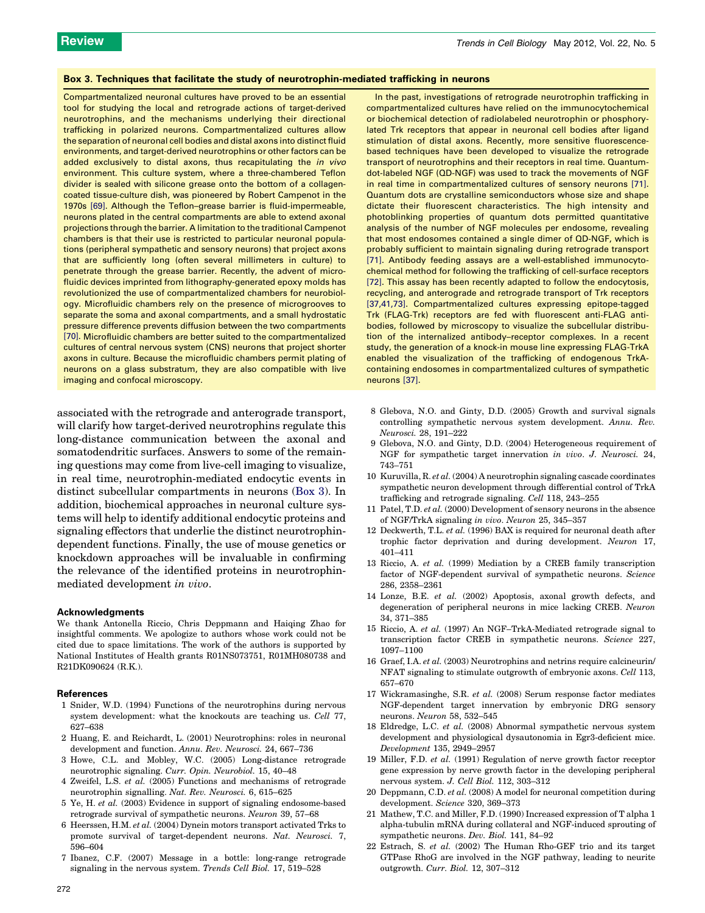### Box 3. Techniques that facilitate the study of neurotrophin-mediated trafficking in neurons

Compartmentalized neuronal cultures have proved to be an essential tool for studying the local and retrograde actions of target-derived neurotrophins, and the mechanisms underlying their directional trafficking in polarized neurons. Compartmentalized cultures allow the separation of neuronal cell bodies and distal axons into distinct fluid environments, and target-derived neurotrophins or other factors can be added exclusively to distal axons, thus recapitulating the *in vivo* environment. This culture system, where a three-chambered Teflon divider is sealed with silicone grease onto the bottom of a collagen-coated tissue-culture dish, was pioneered by Robert Campenot in the 1970s [69]. Although the Teflon–grease barrier is fluid-impermeable, neurons plated in the central compartments are able to extend axonal projections through the barrier. A limitation to the traditional Campenot chambers is that their use is restricted to particular neuronal populations (peripheral sympathetic and sensory neurons) that project axons that are sufficiently long (often several millimeters in culture) to penetrate through the grease barrier. Recently, the advent of microfluidic devices imprinted from lithography-generated epoxy molds has revolutionized the use of compartmentalized chambers for neurobiology. Microfluidic chambers rely on the presence of microgrooves to separate the soma and axonal compartments, and a small hydrostatic pressure difference prevents diffusion between the two compartments [70]. Microfluidic chambers are better suited to the compartmentalized cultures of central nervous system (CNS) neurons that project shorter axons in culture. Because the microfluidic chambers permit plating of neurons on a glass substratum, they are also compatible with live imaging and confocal microscopy.

In the past, investigations of retrograde neurotrophin trafficking in compartmentalized cultures have relied on the immunocytochemical or biochemical detection of radiolabeled neurotrophin or phosphorylated Trk receptors that appear in neuronal cell bodies after ligand stimulation of distal axons. Recently, more sensitive fluorescence-based techniques have been developed to visualize the retrograde transport of neurotrophins and their receptors in real time. Quantum-dot-labeled NGF (QD-NGF) was used to track the movements of NGF in real time in compartmentalized cultures of sensory neurons [71]. Quantum dots are crystalline semiconductors whose size and shape dictate their fluorescent characteristics. The high intensity and photoblinking properties of quantum dots permitted quantitative analysis of the number of NGF molecules per endosome, revealing that most endosomes contained a single dimer of QD-NGF, which is probably sufficient to maintain signaling during retrograde transport [71]. Antibody feeding assays are a well-established immunocytochemical method for following the trafficking of cell-surface receptors [72]. This assay has been recently adapted to follow the endocytosis, recycling, and anterograde and retrograde transport of Trk receptors [37,41,73]. Compartmentalized cultures expressing epitope-tagged Trk (FLAG-Trk) receptors are fed with fluorescent anti-FLAG antibodies, followed by microscopy to visualize the subcellular distribution of the internalized antibody–receptor complexes. In a recent study, the generation of a knock-in mouse line expressing FLAG-TrkA enabled the visualization of the trafficking of endogenous TrkA-containing endosomes in compartmentalized cultures of sympathetic neurons [37].

associated with the retrograde and anterograde transport, will clarify how target-derived neurotrophins regulate this long-distance communication between the axonal and somatodendritic surfaces. Answers to some of the remaining questions may come from live-cell imaging to visualize, in real time, neurotrophin-mediated endocytic events in distinct subcellular compartments in neurons (Box 3). In addition, biochemical approaches in neuronal culture systems will help to identify additional endocytic proteins and signaling effectors that underlie the distinct neurotrophin-dependent functions. Finally, the use of mouse genetics or knockdown approaches will be invaluable in confirming the relevance of the identified proteins in neurotrophin-mediated development *in vivo*.

### Acknowledgments

We thank Antonella Riccio, Chris Deppmann and Haiqing Zhao for insightful comments. We apologize to authors whose work could not be cited due to space limitations. The work of the authors is supported by National Institutes of Health grants R01NS073751, R01MH080738 and R21DK090624 (R.K.).

### References

1 Snider, W.D. (1994) Functions of the neurotrophins during nervous system development: what the knockouts are teaching us. *Cell* 77, 627–638

2 Huang, E. and Reichardt, L. (2001) Neurotrophins: roles in neuronal development and function. *Annu. Rev. Neurosci.* 24, 667–736

3 Howe, C.L. and Mobley, W.C. (2005) Long-distance retrograde neurotrophic signaling. *Curr. Opin. Neurobiol.* 15, 40–48

4 Zweifel, L.S. *et al.* (2005) Functions and mechanisms of retrograde neurotrophin signalling. *Nat. Rev. Neurosci.* 6, 615–625

5 Ye, H. *et al.* (2003) Evidence in support of signaling endosome-based retrograde survival of sympathetic neurons. *Neuron* 39, 57–68

6 Heerssen, H.M. *et al.* (2004) Dynein motors transport activated Trks to promote survival of target-dependent neurons. *Nat. Neurosci.* 7, 596–604

7 Ibanez, C.F. (2007) Message in a bottle: long-range retrograde signaling in the nervous system. *Trends Cell Biol.* 17, 519–528

8 Glebova, N.O. and Ginty, D.D. (2005) Growth and survival signals controlling sympathetic nervous system development. *Annu. Rev. Neurosci.* 28, 191–222

9 Glebova, N.O. and Ginty, D.D. (2004) Heterogeneous requirement of NGF for sympathetic target innervation *in vivo*. *J. Neurosci.* 24, 743–751

10 Kuruvilla, R. *et al.* (2004) A neurotrophin signaling cascade coordinates sympathetic neuron development through differential control of TrkA trafficking and retrograde signaling. *Cell* 118, 243–255

11 Patel, T.D. *et al.* (2000) Development of sensory neurons in the absence of NGF/TrkA signaling *in vivo*. *Neuron* 25, 345–357

12 Deckwerth, T.L. *et al.* (1996) BAX is required for neuronal death after trophic factor deprivation and during development. *Neuron* 17, 401–411

13 Riccio, A. *et al.* (1999) Mediation by a CREB family transcription factor of NGF-dependent survival of sympathetic neurons. *Science* 286, 2358–2361

14 Lonze, B.E. *et al.* (2002) Apoptosis, axonal growth defects, and degeneration of peripheral neurons in mice lacking CREB. *Neuron* 34, 371–385

15 Riccio, A. *et al.* (1997) An NGF–TrkA-Mediated retrograde signal to transcription factor CREB in sympathetic neurons. *Science* 227, 1097–1100

16 Graef, I.A. *et al.* (2003) Neurotrophins and netrins require calcineurin/NFAT signaling to stimulate outgrowth of embryonic axons. *Cell* 113, 657–670

17 Wickramasinghe, S.R. *et al.* (2008) Serum response factor mediates NGF-dependent target innervation by embryonic DRG sensory neurons. *Neuron* 58, 532–545

18 Eldredge, L.C. *et al.* (2008) Abnormal sympathetic nervous system development and physiological dysautonomia in Egr3-deficient mice. *Development* 135, 2949–2957

19 Miller, F.D. *et al.* (1991) Regulation of nerve growth factor receptor gene expression by nerve growth factor in the developing peripheral nervous system. *J. Cell Biol.* 112, 303–312

20 Deppmann, C.D. *et al.* (2008) A model for neuronal competition during development. *Science* 320, 369–373

21 Mathew, T.C. and Miller, F.D. (1990) Increased expression of T alpha 1 alpha-tubulin mRNA during collateral and NGF-induced sprouting of sympathetic neurons. *Dev. Biol.* 141, 84–92

22 Estrach, S. *et al.* (2002) The Human Rho-GEF trio and its target GTPase RhoG are involved in the NGF pathway, leading to neurite outgrowth. *Curr. Biol.* 12, 307–312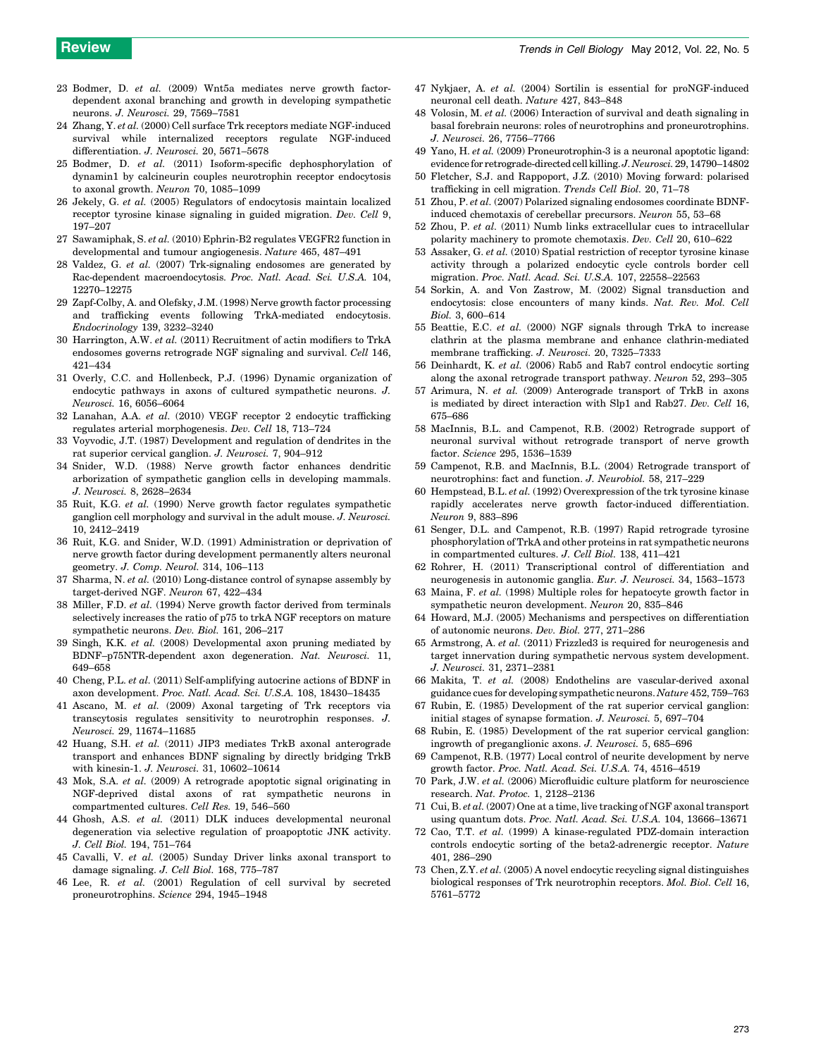23 Bodmer, D. *et al.* (2009) Wnt5a mediates nerve growth factor-dependent axonal branching and growth in developing sympathetic neurons. *J. Neurosci.* 29, 7569–7581

24 Zhang, Y. *et al.* (2000) Cell surface Trk receptors mediate NGF-induced survival while internalized receptors regulate NGF-induced differentiation. *J. Neurosci.* 20, 5671–5678

25 Bodmer, D. *et al.* (2011) Isoform-specific dephosphorylation of dynamin1 by calcineurin couples neurotrophin receptor endocytosis to axonal growth. *Neuron* 70, 1085–1099

26 Jekely, G. *et al.* (2005) Regulators of endocytosis maintain localized receptor tyrosine kinase signaling in guided migration. *Dev. Cell* 9, 197–207

27 Sawamiphak, S. *et al.* (2010) Ephrin-B2 regulates VEGFR2 function in developmental and tumour angiogenesis. *Nature* 465, 487–491

28 Valdez, G. *et al.* (2007) Trk-signaling endosomes are generated by Rac-dependent macroendocytosis. *Proc. Natl. Acad. Sci. U.S.A.* 104, 12270–12275

29 Zapf-Colby, A. and Olefsky, J.M. (1998) Nerve growth factor processing and trafficking events following TrkA-mediated endocytosis. *Endocrinology* 139, 3232–3240

30 Harrington, A.W. *et al.* (2011) Recruitment of actin modifiers to TrkA endosomes governs retrograde NGF signaling and survival. *Cell* 146, 421–434

31 Overly, C.C. and Hollenbeck, P.J. (1996) Dynamic organization of endocytic pathways in axons of cultured sympathetic neurons. *J. Neurosci.* 16, 6056–6064

32 Lanahan, A.A. *et al.* (2010) VEGF receptor 2 endocytic trafficking regulates arterial morphogenesis. *Dev. Cell* 18, 713–724

33 Voyvodic, J.T. (1987) Development and regulation of dendrites in the rat superior cervical ganglion. *J. Neurosci.* 7, 904–912

34 Snider, W.D. (1988) Nerve growth factor enhances dendritic arborization of sympathetic ganglion cells in developing mammals. *J. Neurosci.* 8, 2628–2634

35 Ruit, K.G. *et al.* (1990) Nerve growth factor regulates sympathetic ganglion cell morphology and survival in the adult mouse. *J. Neurosci.* 10, 2412–2419

36 Ruit, K.G. and Snider, W.D. (1991) Administration or deprivation of nerve growth factor during development permanently alters neuronal geometry. *J. Comp. Neurol.* 314, 106–113

37 Sharma, N. *et al.* (2010) Long-distance control of synapse assembly by target-derived NGF. *Neuron* 67, 422–434

38 Miller, F.D. *et al.* (1994) Nerve growth factor derived from terminals selectively increases the ratio of p75 to trkA NGF receptors on mature sympathetic neurons. *Dev. Biol.* 161, 206–217

39 Singh, K.K. *et al.* (2008) Developmental axon pruning mediated by BDNF–p75NTR-dependent axon degeneration. *Nat. Neurosci.* 11, 649–658

40 Cheng, P.L. *et al.* (2011) Self-amplifying autocrine actions of BDNF in axon development. *Proc. Natl. Acad. Sci. U.S.A.* 108, 18430–18435

41 Ascano, M. *et al.* (2009) Axonal targeting of Trk receptors via transcytosis regulates sensitivity to neurotrophin responses. *J. Neurosci.* 29, 11674–11685

42 Huang, S.H. *et al.* (2011) JIP3 mediates TrkB axonal anterograde transport and enhances BDNF signaling by directly bridging TrkB with kinesin-1. *J. Neurosci.* 31, 10602–10614

43 Mok, S.A. *et al.* (2009) A retrograde apoptotic signal originating in NGF-deprived distal axons of rat sympathetic neurons in compartmented cultures. *Cell Res.* 19, 546–560

44 Ghosh, A.S. *et al.* (2011) DLK induces developmental neuronal degeneration via selective regulation of proapoptotic JNK activity. *J. Cell Biol.* 194, 751–764

45 Cavalli, V. *et al.* (2005) Sunday Driver links axonal transport to damage signaling. *J. Cell Biol.* 168, 775–787

46 Lee, R. *et al.* (2001) Regulation of cell survival by secreted proneurotrophins. *Science* 294, 1945–1948

47 Nykjaer, A. *et al.* (2004) Sortilin is essential for proNGF-induced neuronal cell death. *Nature* 427, 843–848

48 Volosin, M. *et al.* (2006) Interaction of survival and death signaling in basal forebrain neurons: roles of neurotrophins and proneurotrophins. *J. Neurosci.* 26, 7756–7766

49 Yano, H. *et al.* (2009) Proneurotrophin-3 is a neuronal apoptotic ligand: evidence for retrograde-directed cell killing. *J. Neurosci.* 29, 14790–14802

50 Fletcher, S.J. and Rappoport, J.Z. (2010) Moving forward: polarised trafficking in cell migration. *Trends Cell Biol.* 20, 71–78

51 Zhou, P. *et al.* (2007) Polarized signaling endosomes coordinate BDNF-induced chemotaxis of cerebellar precursors. *Neuron* 55, 53–68

52 Zhou, P. *et al.* (2011) Numb links extracellular cues to intracellular polarity machinery to promote chemotaxis. *Dev. Cell* 20, 610–622

53 Assaker, G. *et al.* (2010) Spatial restriction of receptor tyrosine kinase activity through a polarized endocytic cycle controls border cell migration. *Proc. Natl. Acad. Sci. U.S.A.* 107, 22558–22563

54 Sorkin, A. and Von Zastrow, M. (2002) Signal transduction and endocytosis: close encounters of many kinds. *Nat. Rev. Mol. Cell Biol.* 3, 600–614

55 Beattie, E.C. *et al.* (2000) NGF signals through TrkA to increase clathrin at the plasma membrane and enhance clathrin-mediated membrane trafficking. *J. Neurosci.* 20, 7325–7333

56 Deinhardt, K. *et al.* (2006) Rab5 and Rab7 control endocytic sorting along the axonal retrograde transport pathway. *Neuron* 52, 293–305

57 Arimura, N. *et al.* (2009) Anterograde transport of TrkB in axons is mediated by direct interaction with Slp1 and Rab27. *Dev. Cell* 16, 675–686

58 MacInnis, B.L. and Campenot, R.B. (2002) Retrograde support of neuronal survival without retrograde transport of nerve growth factor. *Science* 295, 1536–1539

59 Campenot, R.B. and MacInnis, B.L. (2004) Retrograde transport of neurotrophins: fact and function. *J. Neurobiol.* 58, 217–229

60 Hempstead, B.L. *et al.* (1992) Overexpression of the trk tyrosine kinase rapidly accelerates nerve growth factor-induced differentiation. *Neuron* 9, 883–896

61 Senger, D.L. and Campenot, R.B. (1997) Rapid retrograde tyrosine phosphorylation of TrkA and other proteins in rat sympathetic neurons in compartmented cultures. *J. Cell Biol.* 138, 411–421

62 Rohrer, H. (2011) Transcriptional control of differentiation and neurogenesis in autonomic ganglia. *Eur. J. Neurosci.* 34, 1563–1573

63 Maina, F. *et al.* (1998) Multiple roles for hepatocyte growth factor in sympathetic neuron development. *Neuron* 20, 835–846

64 Howard, M.J. (2005) Mechanisms and perspectives on differentiation of autonomic neurons. *Dev. Biol.* 277, 271–286

65 Armstrong, A. *et al.* (2011) Frizzled3 is required for neurogenesis and target innervation during sympathetic nervous system development. *J. Neurosci.* 31, 2371–2381

66 Makita, T. *et al.* (2008) Endothelins are vascular-derived axonal guidance cues for developing sympathetic neurons. *Nature* 452, 759–763

67 Rubin, E. (1985) Development of the rat superior cervical ganglion: initial stages of synapse formation. *J. Neurosci.* 5, 697–704

68 Rubin, E. (1985) Development of the rat superior cervical ganglion: ingrowth of preganglionic axons. *J. Neurosci.* 5, 685–696

69 Campenot, R.B. (1977) Local control of neurite development by nerve growth factor. *Proc. Natl. Acad. Sci. U.S.A.* 74, 4516–4519

70 Park, J.W. *et al.* (2006) Microfluidic culture platform for neuroscience research. *Nat. Protoc.* 1, 2128–2136

71 Cui, B. *et al.* (2007) One at a time, live tracking of NGF axonal transport using quantum dots. *Proc. Natl. Acad. Sci. U.S.A.* 104, 13666–13671

72 Cao, T.T. *et al.* (1999) A kinase-regulated PDZ-domain interaction controls endocytic sorting of the beta2-adrenergic receptor. *Nature* 401, 286–290

73 Chen, Z.Y. *et al.* (2005) A novel endocytic recycling signal distinguishes biological responses of Trk neurotrophin receptors. *Mol. Biol. Cell* 16, 5761–5772